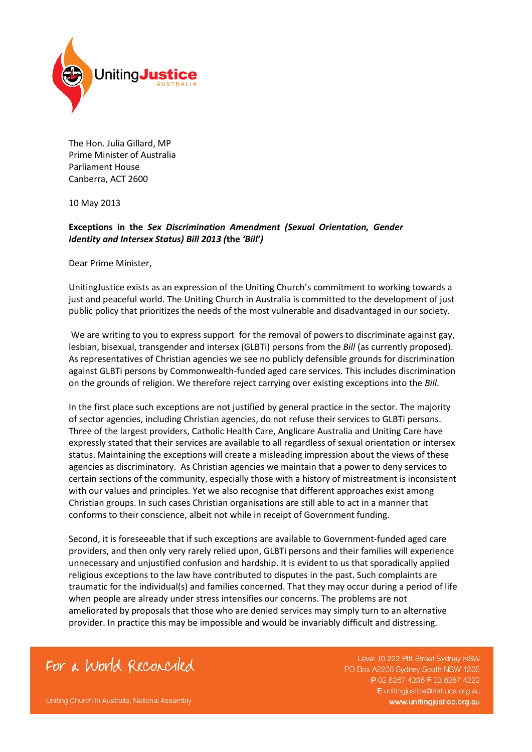UnitingJustice AUSTRALIA

The Hon. Julia Gillard, MP
Prime Minister of Australia
Parliament House
Canberra, ACT 2600

10 May 2013

**Exceptions in the *Sex Discrimination Amendment (Sexual Orientation, Gender Identity and Intersex Status) Bill 2013* (the *'Bill'*)**

Dear Prime Minister,

UnitingJustice exists as an expression of the Uniting Church's commitment to working towards a just and peaceful world. The Uniting Church in Australia is committed to the development of just public policy that prioritizes the needs of the most vulnerable and disadvantaged in our society.

We are writing to you to express support for the removal of powers to discriminate against gay, lesbian, bisexual, transgender and intersex (GLBTi) persons from the *Bill* (as currently proposed). As representatives of Christian agencies we see no publicly defensible grounds for discrimination against GLBTi persons by Commonwealth-funded aged care services. This includes discrimination on the grounds of religion. We therefore reject carrying over existing exceptions into the *Bill*.

In the first place such exceptions are not justified by general practice in the sector. The majority of sector agencies, including Christian agencies, do not refuse their services to GLBTi persons. Three of the largest providers, Catholic Health Care, Anglicare Australia and Uniting Care have expressly stated that their services are available to all regardless of sexual orientation or intersex status. Maintaining the exceptions will create a misleading impression about the views of these agencies as discriminatory. As Christian agencies we maintain that a power to deny services to certain sections of the community, especially those with a history of mistreatment is inconsistent with our values and principles. Yet we also recognise that different approaches exist among Christian groups. In such cases Christian organisations are still able to act in a manner that conforms to their conscience, albeit not while in receipt of Government funding.

Second, it is foreseeable that if such exceptions are available to Government-funded aged care providers, and then only very rarely relied upon, GLBTi persons and their families will experience unnecessary and unjustified confusion and hardship. It is evident to us that sporadically applied religious exceptions to the law have contributed to disputes in the past. Such complaints are traumatic for the individual(s) and families concerned. That they may occur during a period of life when people are already under stress intensifies our concerns. The problems are not ameliorated by proposals that those who are denied services may simply turn to an alternative provider. In practice this may be impossible and would be invariably difficult and distressing.

For a World Reconciled

Uniting Church in Australia, National Assembly

Level 10 222 Pitt Street Sydney NSW
PO Box A2266 Sydney South NSW 1235
**P** 02 8267 4236 **F** 02 8267 4222
**E** unitingjustice@nat.uca.org.au
**www.unitingjustice.org.au**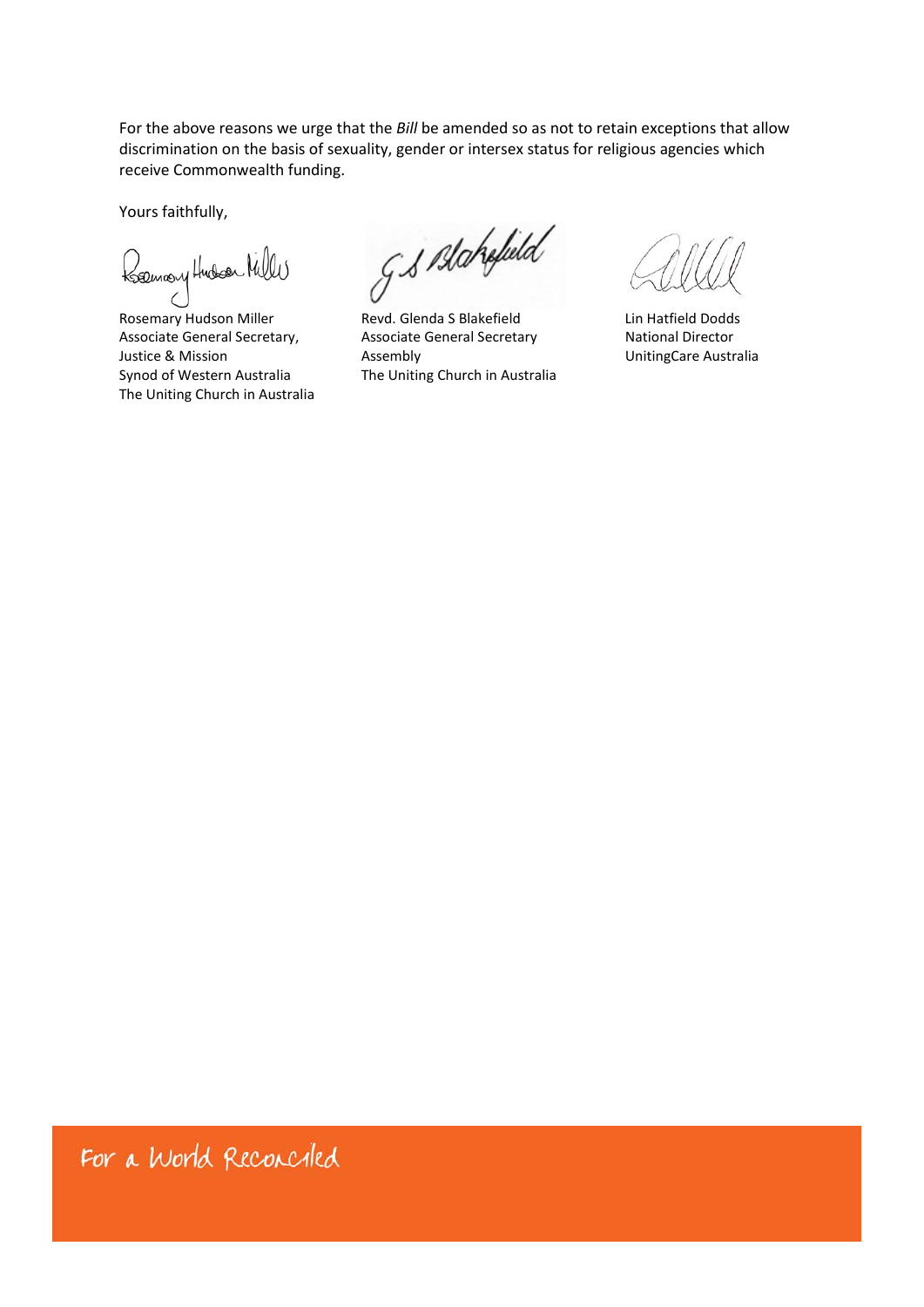For the above reasons we urge that the *Bill* be amended so as not to retain exceptions that allow discrimination on the basis of sexuality, gender or intersex status for religious agencies which receive Commonwealth funding.

Yours faithfully,

Rosemary Hudson Miller
Associate General Secretary,
Justice & Mission
Synod of Western Australia
The Uniting Church in Australia

Revd. Glenda S Blakefield
Associate General Secretary
Assembly
The Uniting Church in Australia

Lin Hatfield Dodds
National Director
UnitingCare Australia

For a World Reconciled